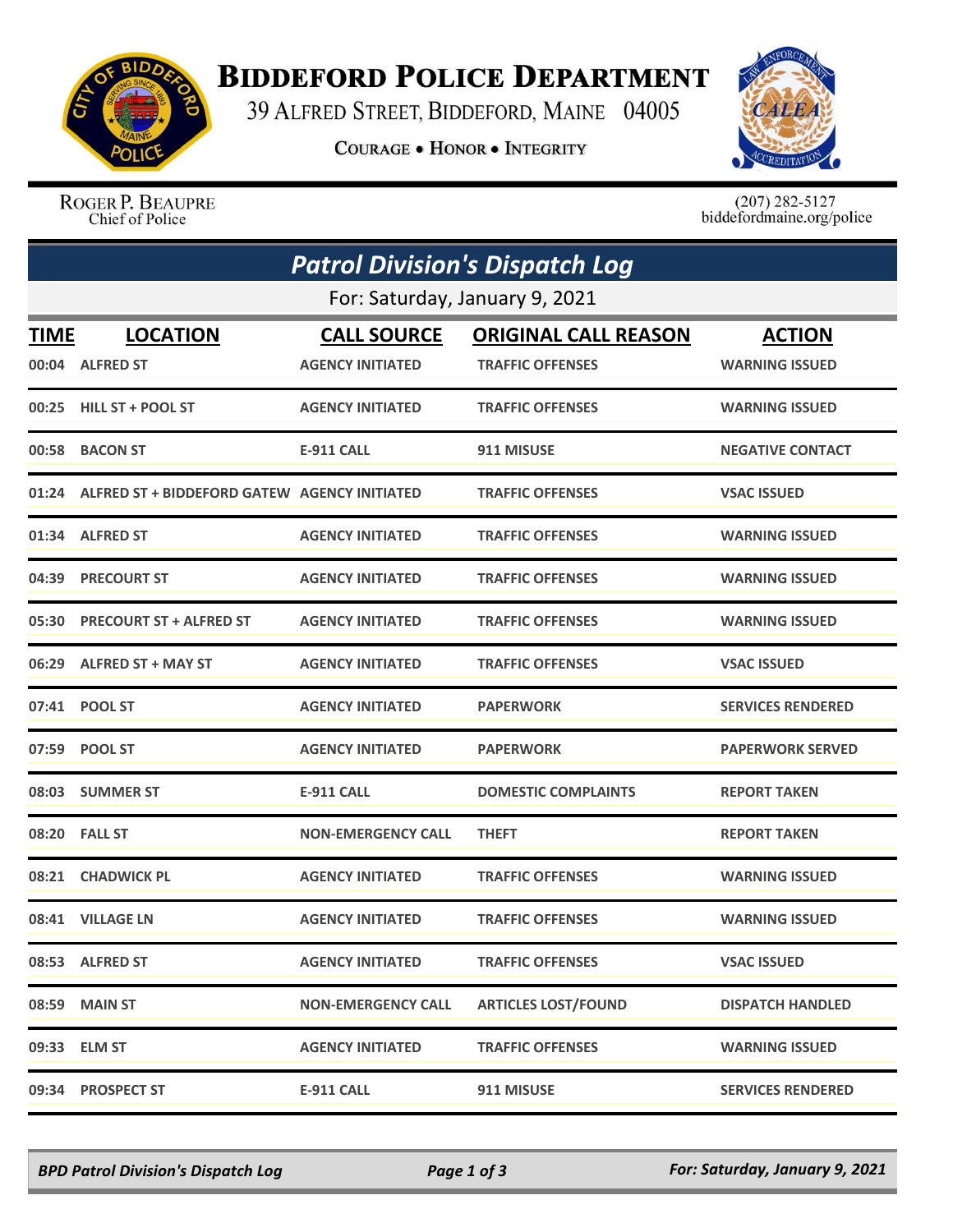# BIDDEFORD POLICE DEPARTMENT

39 ALFRED STREET, BIDDEFORD, MAINE 04005

COURAGE • HONOR • INTEGRITY

ROGER P. BEAUPRE
Chief of Police

(207) 282-5127
biddefordmaine.org/police

## *Patrol Division's Dispatch Log*

For: Saturday, January 9, 2021

| TIME | LOCATION | CALL SOURCE | ORIGINAL CALL REASON | ACTION |
|---|---|---|---|---|
| 00:04 | ALFRED ST | AGENCY INITIATED | TRAFFIC OFFENSES | WARNING ISSUED |
| 00:25 | HILL ST + POOL ST | AGENCY INITIATED | TRAFFIC OFFENSES | WARNING ISSUED |
| 00:58 | BACON ST | E-911 CALL | 911 MISUSE | NEGATIVE CONTACT |
| 01:24 | ALFRED ST + BIDDEFORD GATEW | AGENCY INITIATED | TRAFFIC OFFENSES | VSAC ISSUED |
| 01:34 | ALFRED ST | AGENCY INITIATED | TRAFFIC OFFENSES | WARNING ISSUED |
| 04:39 | PRECOURT ST | AGENCY INITIATED | TRAFFIC OFFENSES | WARNING ISSUED |
| 05:30 | PRECOURT ST + ALFRED ST | AGENCY INITIATED | TRAFFIC OFFENSES | WARNING ISSUED |
| 06:29 | ALFRED ST + MAY ST | AGENCY INITIATED | TRAFFIC OFFENSES | VSAC ISSUED |
| 07:41 | POOL ST | AGENCY INITIATED | PAPERWORK | SERVICES RENDERED |
| 07:59 | POOL ST | AGENCY INITIATED | PAPERWORK | PAPERWORK SERVED |
| 08:03 | SUMMER ST | E-911 CALL | DOMESTIC COMPLAINTS | REPORT TAKEN |
| 08:20 | FALL ST | NON-EMERGENCY CALL | THEFT | REPORT TAKEN |
| 08:21 | CHADWICK PL | AGENCY INITIATED | TRAFFIC OFFENSES | WARNING ISSUED |
| 08:41 | VILLAGE LN | AGENCY INITIATED | TRAFFIC OFFENSES | WARNING ISSUED |
| 08:53 | ALFRED ST | AGENCY INITIATED | TRAFFIC OFFENSES | VSAC ISSUED |
| 08:59 | MAIN ST | NON-EMERGENCY CALL | ARTICLES LOST/FOUND | DISPATCH HANDLED |
| 09:33 | ELM ST | AGENCY INITIATED | TRAFFIC OFFENSES | WARNING ISSUED |
| 09:34 | PROSPECT ST | E-911 CALL | 911 MISUSE | SERVICES RENDERED |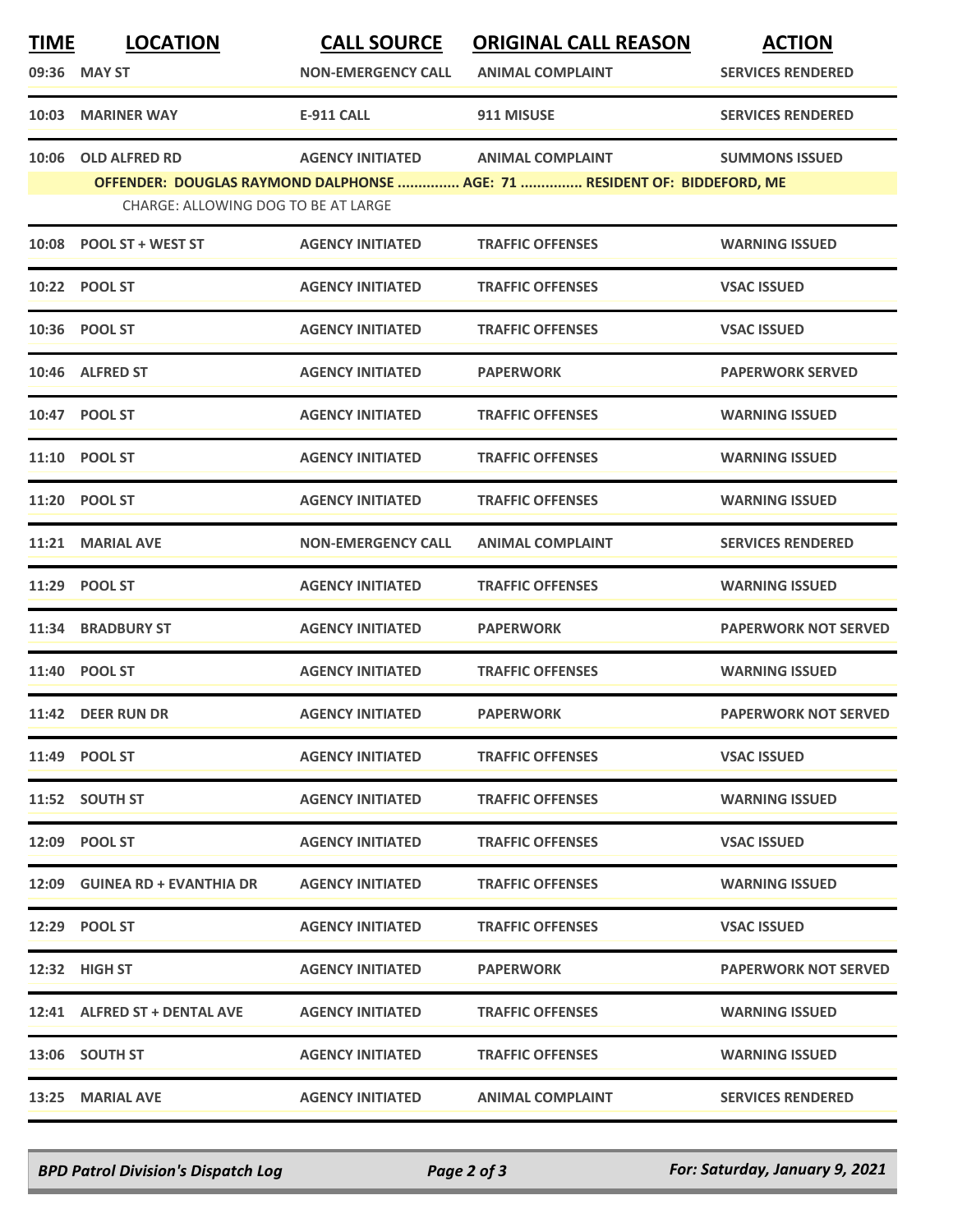| TIME | LOCATION | CALL SOURCE | ORIGINAL CALL REASON | ACTION |
|---|---|---|---|---|
| 09:36 | MAY ST | NON-EMERGENCY CALL | ANIMAL COMPLAINT | SERVICES RENDERED |
| 10:03 | MARINER WAY | E-911 CALL | 911 MISUSE | SERVICES RENDERED |
| 10:06 | OLD ALFRED RD | AGENCY INITIATED | ANIMAL COMPLAINT | SUMMONS ISSUED |
| | OFFENDER: DOUGLAS RAYMOND DALPHONSE ............... AGE: 71 ............... RESIDENT OF: BIDDEFORD, ME | | | |
| | CHARGE: ALLOWING DOG TO BE AT LARGE | | | |
| 10:08 | POOL ST + WEST ST | AGENCY INITIATED | TRAFFIC OFFENSES | WARNING ISSUED |
| 10:22 | POOL ST | AGENCY INITIATED | TRAFFIC OFFENSES | VSAC ISSUED |
| 10:36 | POOL ST | AGENCY INITIATED | TRAFFIC OFFENSES | VSAC ISSUED |
| 10:46 | ALFRED ST | AGENCY INITIATED | PAPERWORK | PAPERWORK SERVED |
| 10:47 | POOL ST | AGENCY INITIATED | TRAFFIC OFFENSES | WARNING ISSUED |
| 11:10 | POOL ST | AGENCY INITIATED | TRAFFIC OFFENSES | WARNING ISSUED |
| 11:20 | POOL ST | AGENCY INITIATED | TRAFFIC OFFENSES | WARNING ISSUED |
| 11:21 | MARIAL AVE | NON-EMERGENCY CALL | ANIMAL COMPLAINT | SERVICES RENDERED |
| 11:29 | POOL ST | AGENCY INITIATED | TRAFFIC OFFENSES | WARNING ISSUED |
| 11:34 | BRADBURY ST | AGENCY INITIATED | PAPERWORK | PAPERWORK NOT SERVED |
| 11:40 | POOL ST | AGENCY INITIATED | TRAFFIC OFFENSES | WARNING ISSUED |
| 11:42 | DEER RUN DR | AGENCY INITIATED | PAPERWORK | PAPERWORK NOT SERVED |
| 11:49 | POOL ST | AGENCY INITIATED | TRAFFIC OFFENSES | VSAC ISSUED |
| 11:52 | SOUTH ST | AGENCY INITIATED | TRAFFIC OFFENSES | WARNING ISSUED |
| 12:09 | POOL ST | AGENCY INITIATED | TRAFFIC OFFENSES | VSAC ISSUED |
| 12:09 | GUINEA RD + EVANTHIA DR | AGENCY INITIATED | TRAFFIC OFFENSES | WARNING ISSUED |
| 12:29 | POOL ST | AGENCY INITIATED | TRAFFIC OFFENSES | VSAC ISSUED |
| 12:32 | HIGH ST | AGENCY INITIATED | PAPERWORK | PAPERWORK NOT SERVED |
| 12:41 | ALFRED ST + DENTAL AVE | AGENCY INITIATED | TRAFFIC OFFENSES | WARNING ISSUED |
| 13:06 | SOUTH ST | AGENCY INITIATED | TRAFFIC OFFENSES | WARNING ISSUED |
| 13:25 | MARIAL AVE | AGENCY INITIATED | ANIMAL COMPLAINT | SERVICES RENDERED |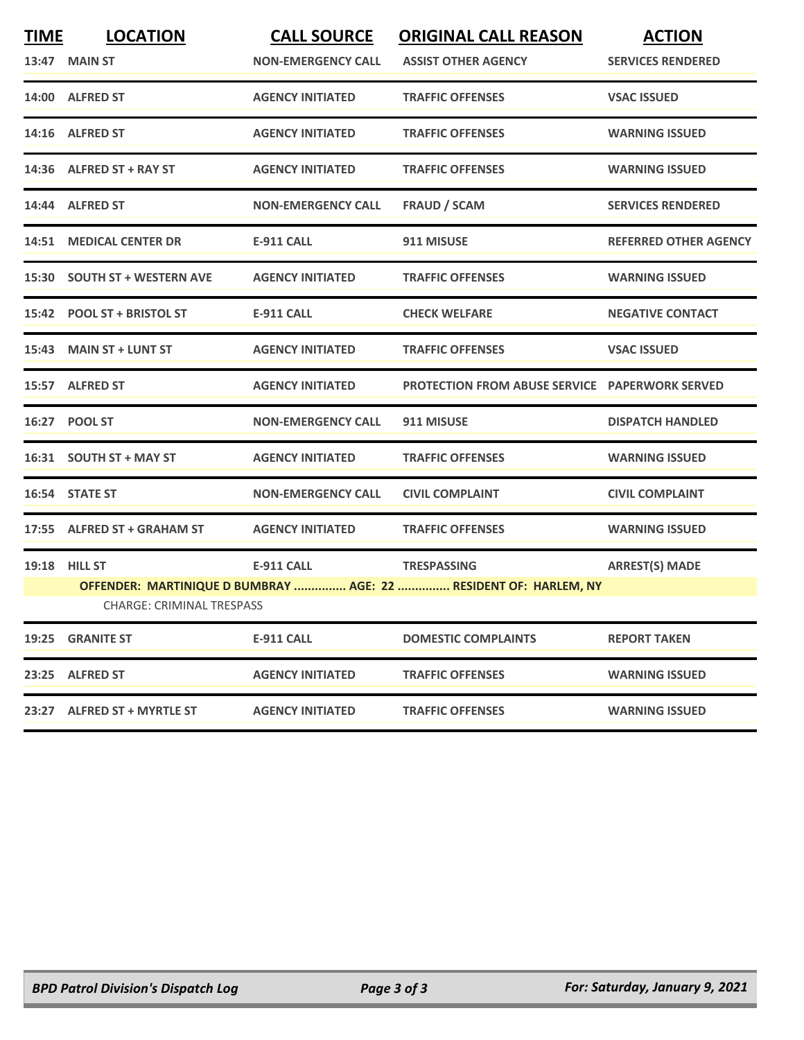| TIME | LOCATION | CALL SOURCE | ORIGINAL CALL REASON | ACTION |
|---|---|---|---|---|
| 13:47 | MAIN ST | NON-EMERGENCY CALL | ASSIST OTHER AGENCY | SERVICES RENDERED |
| 14:00 | ALFRED ST | AGENCY INITIATED | TRAFFIC OFFENSES | VSAC ISSUED |
| 14:16 | ALFRED ST | AGENCY INITIATED | TRAFFIC OFFENSES | WARNING ISSUED |
| 14:36 | ALFRED ST + RAY ST | AGENCY INITIATED | TRAFFIC OFFENSES | WARNING ISSUED |
| 14:44 | ALFRED ST | NON-EMERGENCY CALL | FRAUD / SCAM | SERVICES RENDERED |
| 14:51 | MEDICAL CENTER DR | E-911 CALL | 911 MISUSE | REFERRED OTHER AGENCY |
| 15:30 | SOUTH ST + WESTERN AVE | AGENCY INITIATED | TRAFFIC OFFENSES | WARNING ISSUED |
| 15:42 | POOL ST + BRISTOL ST | E-911 CALL | CHECK WELFARE | NEGATIVE CONTACT |
| 15:43 | MAIN ST + LUNT ST | AGENCY INITIATED | TRAFFIC OFFENSES | VSAC ISSUED |
| 15:57 | ALFRED ST | AGENCY INITIATED | PROTECTION FROM ABUSE SERVICE | PAPERWORK SERVED |
| 16:27 | POOL ST | NON-EMERGENCY CALL | 911 MISUSE | DISPATCH HANDLED |
| 16:31 | SOUTH ST + MAY ST | AGENCY INITIATED | TRAFFIC OFFENSES | WARNING ISSUED |
| 16:54 | STATE ST | NON-EMERGENCY CALL | CIVIL COMPLAINT | CIVIL COMPLAINT |
| 17:55 | ALFRED ST + GRAHAM ST | AGENCY INITIATED | TRAFFIC OFFENSES | WARNING ISSUED |
| 19:18 | HILL ST | E-911 CALL | TRESPASSING | ARREST(S) MADE |
| | OFFENDER: MARTINIQUE D BUMBRAY ............... AGE: 22 ............... RESIDENT OF: HARLEM, NY | | | |
| | CHARGE: CRIMINAL TRESPASS | | | |
| 19:25 | GRANITE ST | E-911 CALL | DOMESTIC COMPLAINTS | REPORT TAKEN |
| 23:25 | ALFRED ST | AGENCY INITIATED | TRAFFIC OFFENSES | WARNING ISSUED |
| 23:27 | ALFRED ST + MYRTLE ST | AGENCY INITIATED | TRAFFIC OFFENSES | WARNING ISSUED |